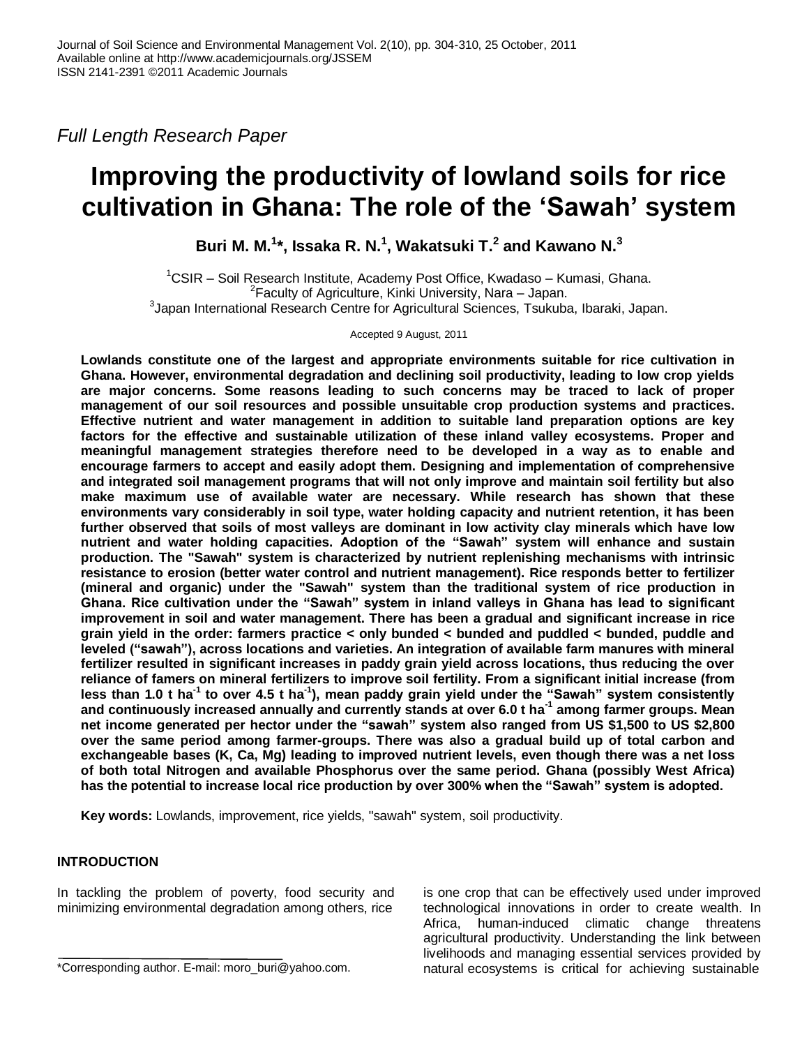*Full Length Research Paper*

# Improving the productivity of lowland soils for rice cultivation in Ghana: The role of the 'Sawah' system

**Buri M. M.[1]*, Issaka R. N.[1], Wakatsuki T.[2] and Kawano N.[3]**

[1]CSIR – Soil Research Institute, Academy Post Office, Kwadaso – Kumasi, Ghana.
[2]Faculty of Agriculture, Kinki University, Nara – Japan.
[3]Japan International Research Centre for Agricultural Sciences, Tsukuba, Ibaraki, Japan.

Accepted 9 August, 2011

**Lowlands constitute one of the largest and appropriate environments suitable for rice cultivation in Ghana. However, environmental degradation and declining soil productivity, leading to low crop yields are major concerns. Some reasons leading to such concerns may be traced to lack of proper management of our soil resources and possible unsuitable crop production systems and practices. Effective nutrient and water management in addition to suitable land preparation options are key factors for the effective and sustainable utilization of these inland valley ecosystems. Proper and meaningful management strategies therefore need to be developed in a way as to enable and encourage farmers to accept and easily adopt them. Designing and implementation of comprehensive and integrated soil management programs that will not only improve and maintain soil fertility but also make maximum use of available water are necessary. While research has shown that these environments vary considerably in soil type, water holding capacity and nutrient retention, it has been further observed that soils of most valleys are dominant in low activity clay minerals which have low nutrient and water holding capacities. Adoption of the "Sawah" system will enhance and sustain production. The "Sawah" system is characterized by nutrient replenishing mechanisms with intrinsic resistance to erosion (better water control and nutrient management). Rice responds better to fertilizer (mineral and organic) under the "Sawah" system than the traditional system of rice production in Ghana. Rice cultivation under the "Sawah" system in inland valleys in Ghana has lead to significant improvement in soil and water management. There has been a gradual and significant increase in rice grain yield in the order: farmers practice < only bunded < bunded and puddled < bunded, puddle and leveled ("sawah"), across locations and varieties. An integration of available farm manures with mineral fertilizer resulted in significant increases in paddy grain yield across locations, thus reducing the over reliance of famers on mineral fertilizers to improve soil fertility. From a significant initial increase (from less than 1.0 t ha$^{-1}$ to over 4.5 t ha$^{-1}$), mean paddy grain yield under the "Sawah" system consistently and continuously increased annually and currently stands at over 6.0 t ha$^{-1}$ among farmer groups. Mean net income generated per hector under the "sawah" system also ranged from US $1,500 to US $2,800 over the same period among farmer-groups. There was also a gradual build up of total carbon and exchangeable bases (K, Ca, Mg) leading to improved nutrient levels, even though there was a net loss of both total Nitrogen and available Phosphorus over the same period. Ghana (possibly West Africa) has the potential to increase local rice production by over 300% when the "Sawah" system is adopted.**

**Key words:** Lowlands, improvement, rice yields, "sawah" system, soil productivity.

## INTRODUCTION

In tackling the problem of poverty, food security and minimizing environmental degradation among others, rice is one crop that can be effectively used under improved technological innovations in order to create wealth. In Africa, human-induced climatic change threatens agricultural productivity. Understanding the link between livelihoods and managing essential services provided by natural ecosystems is critical for achieving sustainable

*Corresponding author. E-mail: moro_buri@yahoo.com.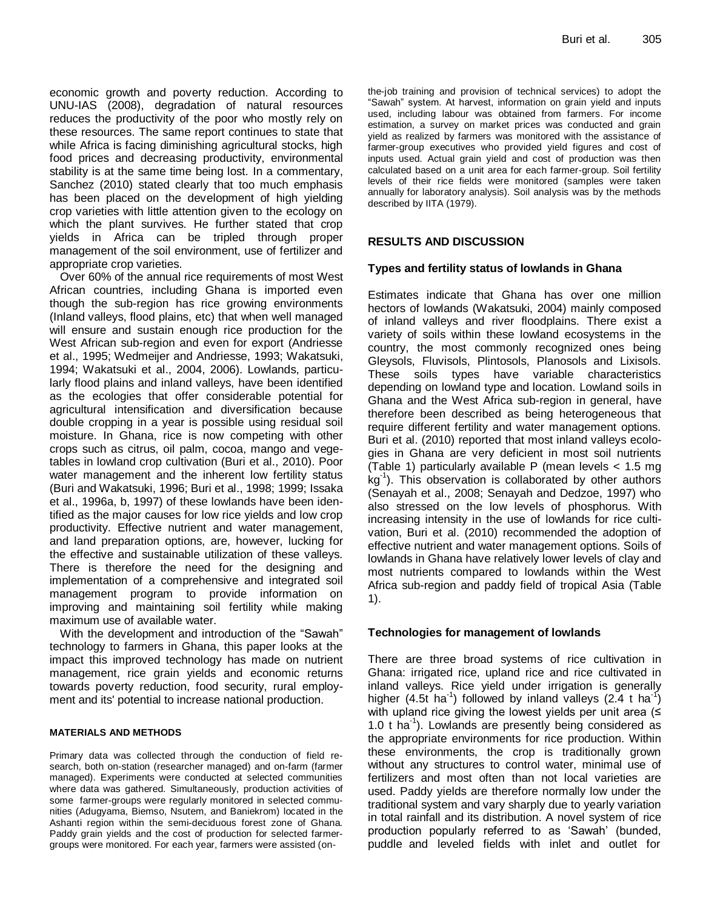economic growth and poverty reduction. According to UNU-IAS (2008), degradation of natural resources reduces the productivity of the poor who mostly rely on these resources. The same report continues to state that while Africa is facing diminishing agricultural stocks, high food prices and decreasing productivity, environmental stability is at the same time being lost. In a commentary, Sanchez (2010) stated clearly that too much emphasis has been placed on the development of high yielding crop varieties with little attention given to the ecology on which the plant survives. He further stated that crop yields in Africa can be tripled through proper management of the soil environment, use of fertilizer and appropriate crop varieties.

Over 60% of the annual rice requirements of most West African countries, including Ghana is imported even though the sub-region has rice growing environments (Inland valleys, flood plains, etc) that when well managed will ensure and sustain enough rice production for the West African sub-region and even for export (Andriesse et al., 1995; Wedmeijer and Andriesse, 1993; Wakatsuki, 1994; Wakatsuki et al., 2004, 2006). Lowlands, particularly flood plains and inland valleys, have been identified as the ecologies that offer considerable potential for agricultural intensification and diversification because double cropping in a year is possible using residual soil moisture. In Ghana, rice is now competing with other crops such as citrus, oil palm, cocoa, mango and vegetables in lowland crop cultivation (Buri et al., 2010). Poor water management and the inherent low fertility status (Buri and Wakatsuki, 1996; Buri et al., 1998; 1999; Issaka et al., 1996a, b, 1997) of these lowlands have been identified as the major causes for low rice yields and low crop productivity. Effective nutrient and water management, and land preparation options, are, however, lucking for the effective and sustainable utilization of these valleys. There is therefore the need for the designing and implementation of a comprehensive and integrated soil management program to provide information on improving and maintaining soil fertility while making maximum use of available water.

With the development and introduction of the "Sawah" technology to farmers in Ghana, this paper looks at the impact this improved technology has made on nutrient management, rice grain yields and economic returns towards poverty reduction, food security, rural employment and its' potential to increase national production.

## MATERIALS AND METHODS

Primary data was collected through the conduction of field research, both on-station (researcher managed) and on-farm (farmer managed). Experiments were conducted at selected communities where data was gathered. Simultaneously, production activities of some farmer-groups were regularly monitored in selected communities (Adugyama, Biemso, Nsutem, and Baniekrom) located in the Ashanti region within the semi-deciduous forest zone of Ghana. Paddy grain yields and the cost of production for selected farmer-groups were monitored. For each year, farmers were assisted (on-the-job training and provision of technical services) to adopt the "Sawah" system. At harvest, information on grain yield and inputs used, including labour was obtained from farmers. For income estimation, a survey on market prices was conducted and grain yield as realized by farmers was monitored with the assistance of farmer-group executives who provided yield figures and cost of inputs used. Actual grain yield and cost of production was then calculated based on a unit area for each farmer-group. Soil fertility levels of their rice fields were monitored (samples were taken annually for laboratory analysis). Soil analysis was by the methods described by IITA (1979).

## RESULTS AND DISCUSSION

### Types and fertility status of lowlands in Ghana

Estimates indicate that Ghana has over one million hectors of lowlands (Wakatsuki, 2004) mainly composed of inland valleys and river floodplains. There exist a variety of soils within these lowland ecosystems in the country, the most commonly recognized ones being Gleysols, Fluvisols, Plintosols, Planosols and Lixisols. These soils types have variable characteristics depending on lowland type and location. Lowland soils in Ghana and the West Africa sub-region in general, have therefore been described as being heterogeneous that require different fertility and water management options. Buri et al. (2010) reported that most inland valleys ecologies in Ghana are very deficient in most soil nutrients (Table 1) particularly available P (mean levels < 1.5 mg $kg^{-1}$). This observation is collaborated by other authors (Senayah et al., 2008; Senayah and Dedzoe, 1997) who also stressed on the low levels of phosphorus. With increasing intensity in the use of lowlands for rice cultivation, Buri et al. (2010) recommended the adoption of effective nutrient and water management options. Soils of lowlands in Ghana have relatively lower levels of clay and most nutrients compared to lowlands within the West Africa sub-region and paddy field of tropical Asia (Table 1).

### Technologies for management of lowlands

There are three broad systems of rice cultivation in Ghana: irrigated rice, upland rice and rice cultivated in inland valleys. Rice yield under irrigation is generally higher (4.5t $ha^{-1}$) followed by inland valleys (2.4 t $ha^{-1}$) with upland rice giving the lowest yields per unit area (≤ 1.0 t $ha^{-1}$). Lowlands are presently being considered as the appropriate environments for rice production. Within these environments, the crop is traditionally grown without any structures to control water, minimal use of fertilizers and most often than not local varieties are used. Paddy yields are therefore normally low under the traditional system and vary sharply due to yearly variation in total rainfall and its distribution. A novel system of rice production popularly referred to as 'Sawah' (bunded, puddle and leveled fields with inlet and outlet for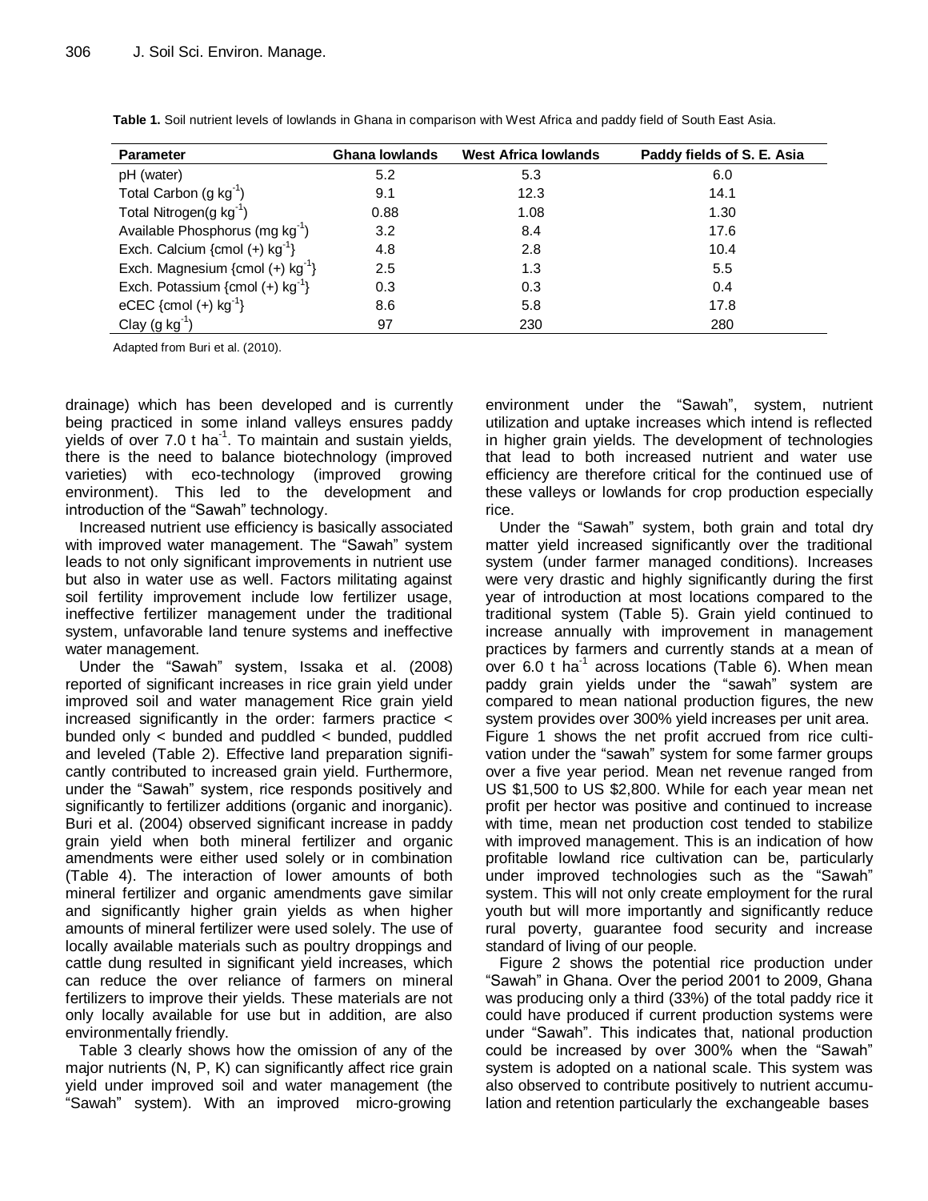**Table 1.** Soil nutrient levels of lowlands in Ghana in comparison with West Africa and paddy field of South East Asia.

| Parameter | Ghana lowlands | West Africa lowlands | Paddy fields of S. E. Asia |
|---|---|---|---|
| pH (water) | 5.2 | 5.3 | 6.0 |
| Total Carbon (g $kg^{-1}$) | 9.1 | 12.3 | 14.1 |
| Total Nitrogen(g $kg^{-1}$) | 0.88 | 1.08 | 1.30 |
| Available Phosphorus (mg $kg^{-1}$) | 3.2 | 8.4 | 17.6 |
| Exch. Calcium {cmol (+) $kg^{-1}$} | 4.8 | 2.8 | 10.4 |
| Exch. Magnesium {cmol (+) $kg^{-1}$} | 2.5 | 1.3 | 5.5 |
| Exch. Potassium {cmol (+) $kg^{-1}$} | 0.3 | 0.3 | 0.4 |
| eCEC {cmol (+) $kg^{-1}$} | 8.6 | 5.8 | 17.8 |
| Clay (g $kg^{-1}$) | 97 | 230 | 280 |

Adapted from Buri et al. (2010).

drainage) which has been developed and is currently being practiced in some inland valleys ensures paddy yields of over 7.0 t $ha^{-1}$. To maintain and sustain yields, there is the need to balance biotechnology (improved varieties) with eco-technology (improved growing environment). This led to the development and introduction of the "Sawah" technology.

Increased nutrient use efficiency is basically associated with improved water management. The "Sawah" system leads to not only significant improvements in nutrient use but also in water use as well. Factors militating against soil fertility improvement include low fertilizer usage, ineffective fertilizer management under the traditional system, unfavorable land tenure systems and ineffective water management.

Under the "Sawah" system, Issaka et al. (2008) reported of significant increases in rice grain yield under improved soil and water management Rice grain yield increased significantly in the order: farmers practice < bunded only < bunded and puddled < bunded, puddled and leveled (Table 2). Effective land preparation significantly contributed to increased grain yield. Furthermore, under the "Sawah" system, rice responds positively and significantly to fertilizer additions (organic and inorganic). Buri et al. (2004) observed significant increase in paddy grain yield when both mineral fertilizer and organic amendments were either used solely or in combination (Table 4). The interaction of lower amounts of both mineral fertilizer and organic amendments gave similar and significantly higher grain yields as when higher amounts of mineral fertilizer were used solely. The use of locally available materials such as poultry droppings and cattle dung resulted in significant yield increases, which can reduce the over reliance of farmers on mineral fertilizers to improve their yields. These materials are not only locally available for use but in addition, are also environmentally friendly.

Table 3 clearly shows how the omission of any of the major nutrients (N, P, K) can significantly affect rice grain yield under improved soil and water management (the "Sawah" system). With an improved micro-growing environment under the "Sawah", system, nutrient utilization and uptake increases which intend is reflected in higher grain yields. The development of technologies that lead to both increased nutrient and water use efficiency are therefore critical for the continued use of these valleys or lowlands for crop production especially rice.

Under the "Sawah" system, both grain and total dry matter yield increased significantly over the traditional system (under farmer managed conditions). Increases were very drastic and highly significantly during the first year of introduction at most locations compared to the traditional system (Table 5). Grain yield continued to increase annually with improvement in management practices by farmers and currently stands at a mean of over 6.0 t $ha^{-1}$ across locations (Table 6). When mean paddy grain yields under the "sawah" system are compared to mean national production figures, the new system provides over 300% yield increases per unit area. Figure 1 shows the net profit accrued from rice cultivation under the "sawah" system for some farmer groups over a five year period. Mean net revenue ranged from US $1,500 to US $2,800. While for each year mean net profit per hector was positive and continued to increase with time, mean net production cost tended to stabilize with improved management. This is an indication of how profitable lowland rice cultivation can be, particularly under improved technologies such as the "Sawah" system. This will not only create employment for the rural youth but will more importantly and significantly reduce rural poverty, guarantee food security and increase standard of living of our people.

Figure 2 shows the potential rice production under "Sawah" in Ghana. Over the period 2001 to 2009, Ghana was producing only a third (33%) of the total paddy rice it could have produced if current production systems were under "Sawah". This indicates that, national production could be increased by over 300% when the "Sawah" system is adopted on a national scale. This system was also observed to contribute positively to nutrient accumulation and retention particularly the exchangeable bases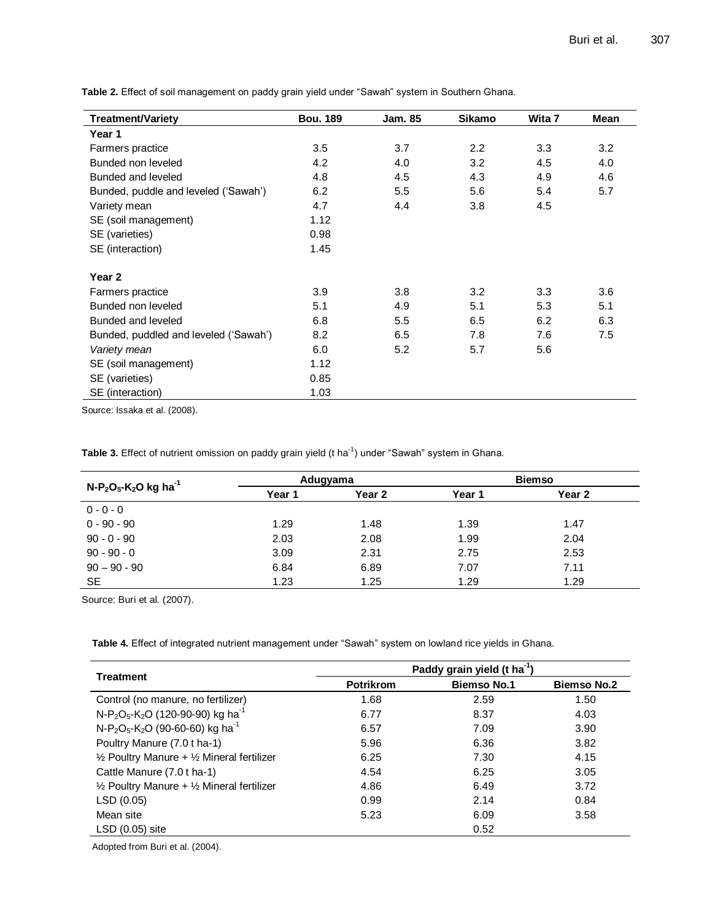**Table 2.** Effect of soil management on paddy grain yield under "Sawah" system in Southern Ghana.

| Treatment/Variety | Bou. 189 | Jam. 85 | Sikamo | Wita 7 | Mean |
|---|---|---|---|---|---|
| **Year 1** | | | | | |
| Farmers practice | 3.5 | 3.7 | 2.2 | 3.3 | 3.2 |
| Bunded non leveled | 4.2 | 4.0 | 3.2 | 4.5 | 4.0 |
| Bunded and leveled | 4.8 | 4.5 | 4.3 | 4.9 | 4.6 |
| Bunded, puddle and leveled ('Sawah') | 6.2 | 5.5 | 5.6 | 5.4 | 5.7 |
| Variety mean | 4.7 | 4.4 | 3.8 | 4.5 | |
| SE (soil management) | 1.12 | | | | |
| SE (varieties) | 0.98 | | | | |
| SE (interaction) | 1.45 | | | | |
| **Year 2** | | | | | |
| Farmers practice | 3.9 | 3.8 | 3.2 | 3.3 | 3.6 |
| Bunded non leveled | 5.1 | 4.9 | 5.1 | 5.3 | 5.1 |
| Bunded and leveled | 6.8 | 5.5 | 6.5 | 6.2 | 6.3 |
| Bunded, puddled and leveled ('Sawah') | 8.2 | 6.5 | 7.8 | 7.6 | 7.5 |
| *Variety mean* | 6.0 | 5.2 | 5.7 | 5.6 | |
| SE (soil management) | 1.12 | | | | |
| SE (varieties) | 0.85 | | | | |
| SE (interaction) | 1.03 | | | | |

Source: Issaka et al. (2008).

**Table 3.** Effect of nutrient omission on paddy grain yield (t $ha^{-1}$) under "Sawah" system in Ghana.

| $N$-$P_2O_5$-$K_2O$ kg $ha^{-1}$ | Adugyama | | Biemso | |
|---|---|---|---|---|
| | Year 1 | Year 2 | Year 1 | Year 2 |
| 0 - 0 - 0 | | | | |
| 0 - 90 - 90 | 1.29 | 1.48 | 1.39 | 1.47 |
| 90 - 0 - 90 | 2.03 | 2.08 | 1.99 | 2.04 |
| 90 - 90 - 0 | 3.09 | 2.31 | 2.75 | 2.53 |
| 90 – 90 - 90 | 6.84 | 6.89 | 7.07 | 7.11 |
| SE | 1.23 | 1.25 | 1.29 | 1.29 |

Source: Buri et al. (2007).

**Table 4.** Effect of integrated nutrient management under "Sawah" system on lowland rice yields in Ghana.

| Treatment | Paddy grain yield (t $ha^{-1}$) | | |
|---|---|---|---|
| | Potrikrom | Biemso No.1 | Biemso No.2 |
| Control (no manure, no fertilizer) | 1.68 | 2.59 | 1.50 |
| $N$-$P_2O_5$-$K_2O$ (120-90-90) kg $ha^{-1}$ | 6.77 | 8.37 | 4.03 |
| $N$-$P_2O_5$-$K_2O$ (90-60-60) kg $ha^{-1}$ | 6.57 | 7.09 | 3.90 |
| Poultry Manure (7.0 t ha-1) | 5.96 | 6.36 | 3.82 |
| ½ Poultry Manure + ½ Mineral fertilizer | 6.25 | 7.30 | 4.15 |
| Cattle Manure (7.0 t ha-1) | 4.54 | 6.25 | 3.05 |
| ½ Poultry Manure + ½ Mineral fertilizer | 4.86 | 6.49 | 3.72 |
| LSD (0.05) | 0.99 | 2.14 | 0.84 |
| Mean site | 5.23 | 6.09 | 3.58 |
| LSD (0.05) site | | 0.52 | |

Adopted from Buri et al. (2004).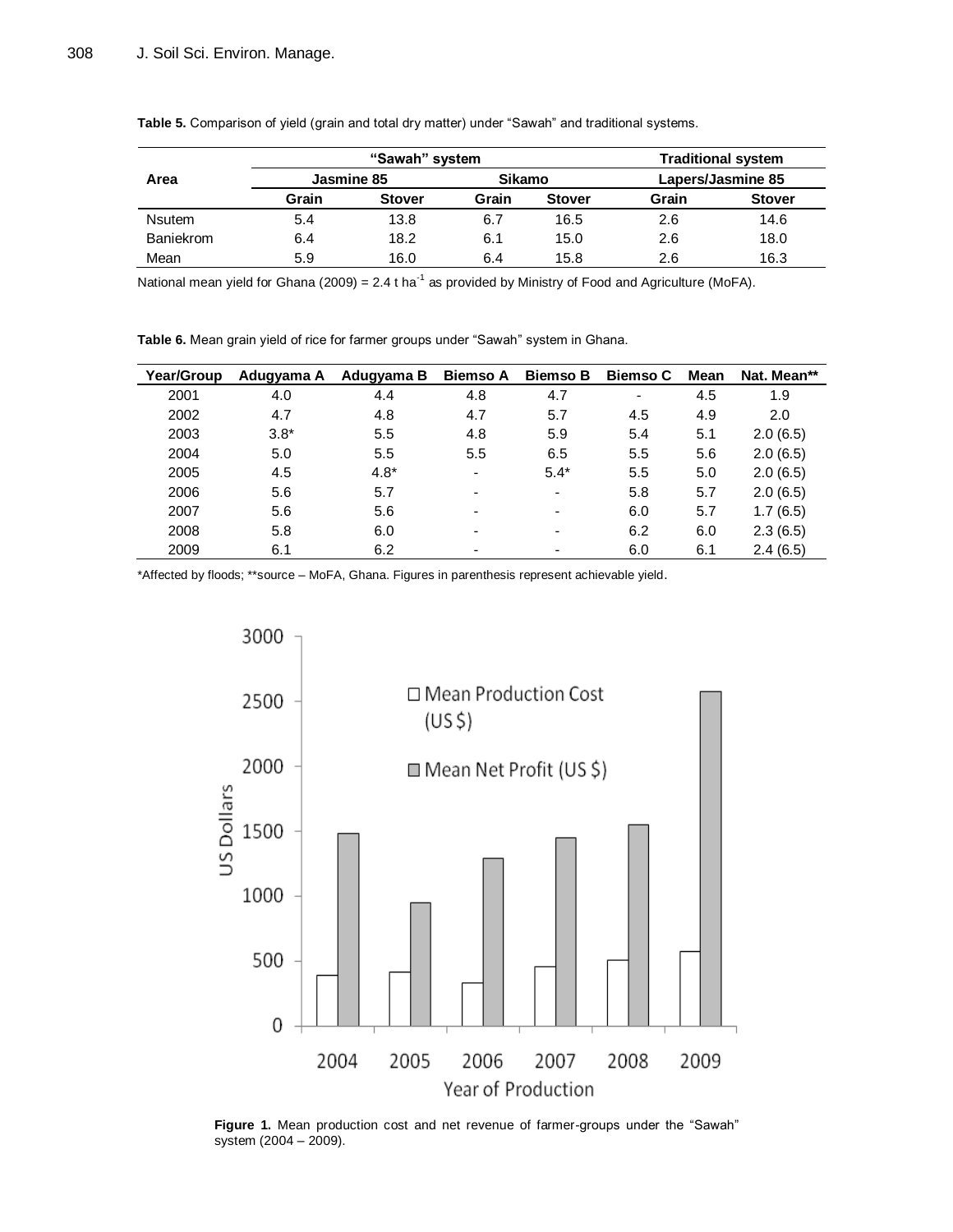**Table 5.** Comparison of yield (grain and total dry matter) under "Sawah" and traditional systems.

| Area | "Sawah" system | | | | Traditional system | |
|---|---|---|---|---|---|---|
| | Jasmine 85 | | Sikamo | | Lapers/Jasmine 85 | |
| | Grain | Stover | Grain | Stover | Grain | Stover |
| Nsutem | 5.4 | 13.8 | 6.7 | 16.5 | 2.6 | 14.6 |
| Baniekrom | 6.4 | 18.2 | 6.1 | 15.0 | 2.6 | 18.0 |
| Mean | 5.9 | 16.0 | 6.4 | 15.8 | 2.6 | 16.3 |

National mean yield for Ghana (2009) = 2.4 t $ha^{-1}$ as provided by Ministry of Food and Agriculture (MoFA).

**Table 6.** Mean grain yield of rice for farmer groups under "Sawah" system in Ghana.

| Year/Group | Adugyama A | Adugyama B | Biemso A | Biemso B | Biemso C | Mean | Nat. Mean** |
|---|---|---|---|---|---|---|---|
| 2001 | 4.0 | 4.4 | 4.8 | 4.7 | - | 4.5 | 1.9 |
| 2002 | 4.7 | 4.8 | 4.7 | 5.7 | 4.5 | 4.9 | 2.0 |
| 2003 | 3.8* | 5.5 | 4.8 | 5.9 | 5.4 | 5.1 | 2.0 (6.5) |
| 2004 | 5.0 | 5.5 | 5.5 | 6.5 | 5.5 | 5.6 | 2.0 (6.5) |
| 2005 | 4.5 | 4.8* | - | 5.4* | 5.5 | 5.0 | 2.0 (6.5) |
| 2006 | 5.6 | 5.7 | - | - | 5.8 | 5.7 | 2.0 (6.5) |
| 2007 | 5.6 | 5.6 | - | - | 6.0 | 5.7 | 1.7 (6.5) |
| 2008 | 5.8 | 6.0 | - | - | 6.2 | 6.0 | 2.3 (6.5) |
| 2009 | 6.1 | 6.2 | - | - | 6.0 | 6.1 | 2.4 (6.5) |

*Affected by floods; **source – MoFA, Ghana. Figures in parenthesis represent achievable yield.

**Figure 1.** Mean production cost and net revenue of farmer-groups under the "Sawah" system (2004 – 2009).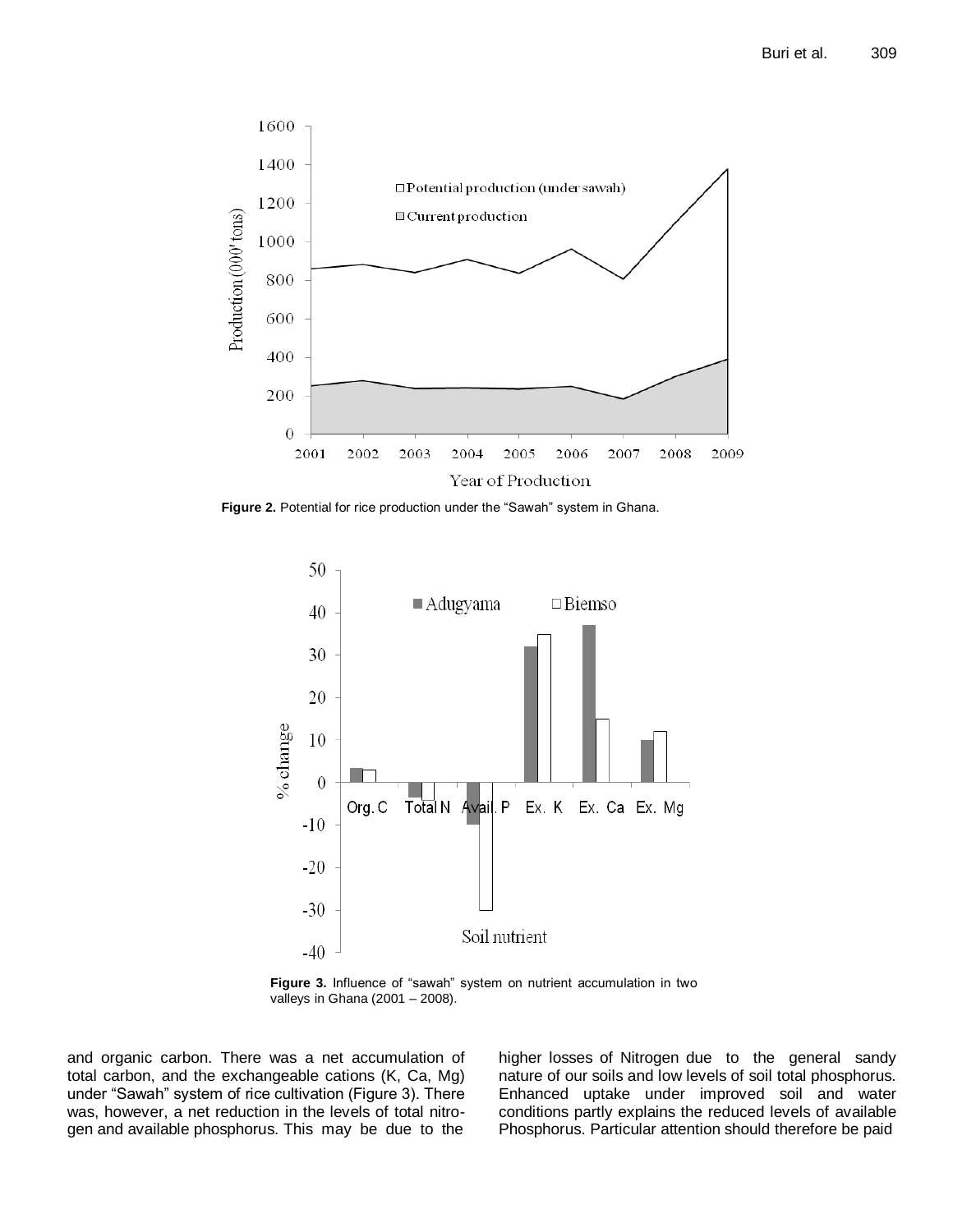**Figure 2.** Potential for rice production under the "Sawah" system in Ghana.

**Figure 3.** Influence of "sawah" system on nutrient accumulation in two valleys in Ghana (2001 – 2008).

and organic carbon. There was a net accumulation of total carbon, and the exchangeable cations (K, Ca, Mg) under "Sawah" system of rice cultivation (Figure 3). There was, however, a net reduction in the levels of total nitrogen and available phosphorus. This may be due to the higher losses of Nitrogen due to the general sandy nature of our soils and low levels of soil total phosphorus. Enhanced uptake under improved soil and water conditions partly explains the reduced levels of available Phosphorus. Particular attention should therefore be paid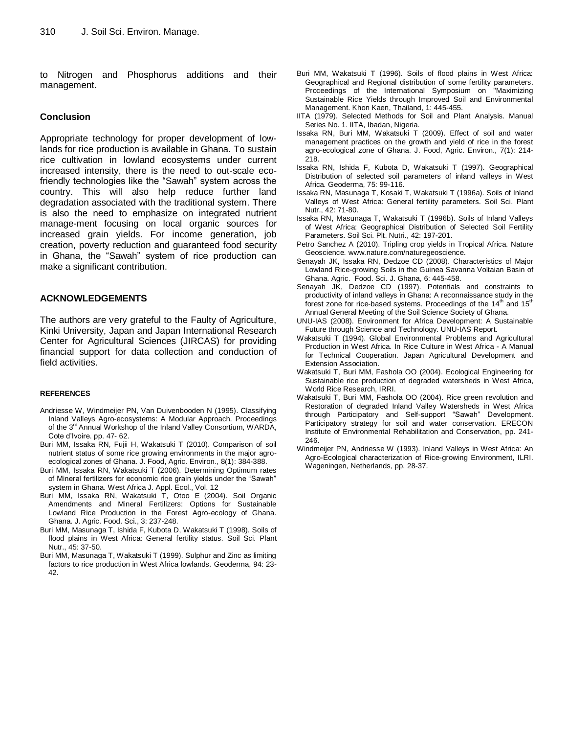to Nitrogen and Phosphorus additions and their management.

## Conclusion

Appropriate technology for proper development of low-lands for rice production is available in Ghana. To sustain rice cultivation in lowland ecosystems under current increased intensity, there is the need to out-scale eco-friendly technologies like the "Sawah" system across the country. This will also help reduce further land degradation associated with the traditional system. There is also the need to emphasize on integrated nutrient manage-ment focusing on local organic sources for increased grain yields. For income generation, job creation, poverty reduction and guaranteed food security in Ghana, the "Sawah" system of rice production can make a significant contribution.

## ACKNOWLEDGEMENTS

The authors are very grateful to the Faulty of Agriculture, Kinki University, Japan and Japan International Research Center for Agricultural Sciences (JIRCAS) for providing financial support for data collection and conduction of field activities.

## REFERENCES

Andriesse W, Windmeijer PN, Van Duivenbooden N (1995). Classifying Inland Valleys Agro-ecosystems: A Modular Approach. Proceedings of the 3rd Annual Workshop of the Inland Valley Consortium, WARDA, Cote d'Ivoire. pp. 47- 62.

Buri MM, Issaka RN, Fujii H, Wakatsuki T (2010). Comparison of soil nutrient status of some rice growing environments in the major agro-ecological zones of Ghana. J. Food, Agric. Environ., 8(1): 384-388.

Buri MM, Issaka RN, Wakatsuki T (2006). Determining Optimum rates of Mineral fertilizers for economic rice grain yields under the "Sawah" system in Ghana. West Africa J. Appl. Ecol., Vol. 12

Buri MM, Issaka RN, Wakatsuki T, Otoo E (2004). Soil Organic Amendments and Mineral Fertilizers: Options for Sustainable Lowland Rice Production in the Forest Agro-ecology of Ghana. Ghana. J. Agric. Food. Sci., 3: 237-248.

Buri MM, Masunaga T, Ishida F, Kubota D, Wakatsuki T (1998). Soils of flood plains in West Africa: General fertility status. Soil Sci. Plant Nutr., 45: 37-50.

Buri MM, Masunaga T, Wakatsuki T (1999). Sulphur and Zinc as limiting factors to rice production in West Africa lowlands. Geoderma, 94: 23-42.

Buri MM, Wakatsuki T (1996). Soils of flood plains in West Africa: Geographical and Regional distribution of some fertility parameters. Proceedings of the International Symposium on "Maximizing Sustainable Rice Yields through Improved Soil and Environmental Management. Khon Kaen, Thailand, 1: 445-455.

IITA (1979). Selected Methods for Soil and Plant Analysis. Manual Series No. 1. IITA, Ibadan, Nigeria.

Issaka RN, Buri MM, Wakatsuki T (2009). Effect of soil and water management practices on the growth and yield of rice in the forest agro-ecological zone of Ghana. J. Food, Agric. Environ., 7(1): 214-218.

Issaka RN, Ishida F, Kubota D, Wakatsuki T (1997). Geographical Distribution of selected soil parameters of inland valleys in West Africa. Geoderma, 75: 99-116.

Issaka RN, Masunaga T, Kosaki T, Wakatsuki T (1996a). Soils of Inland Valleys of West Africa: General fertility parameters. Soil Sci. Plant Nutr., 42: 71-80.

Issaka RN, Masunaga T, Wakatsuki T (1996b). Soils of Inland Valleys of West Africa: Geographical Distribution of Selected Soil Fertility Parameters. Soil Sci. Plt. Nutri., 42: 197-201.

Petro Sanchez A (2010). Tripling crop yields in Tropical Africa. Nature Geoscience. www.nature.com/naturegeoscience.

Senayah JK, Issaka RN, Dedzoe CD (2008). Characteristics of Major Lowland Rice-growing Soils in the Guinea Savanna Voltaian Basin of Ghana. Agric. Food. Sci. J. Ghana, 6: 445-458.

Senayah JK, Dedzoe CD (1997). Potentials and constraints to productivity of inland valleys in Ghana: A reconnaissance study in the forest zone for rice-based systems. Proceedings of the 14th and 15th Annual General Meeting of the Soil Science Society of Ghana.

UNU-IAS (2008). Environment for Africa Development: A Sustainable Future through Science and Technology. UNU-IAS Report.

Wakatsuki T (1994). Global Environmental Problems and Agricultural Production in West Africa. In Rice Culture in West Africa - A Manual for Technical Cooperation. Japan Agricultural Development and Extension Association.

Wakatsuki T, Buri MM, Fashola OO (2004). Ecological Engineering for Sustainable rice production of degraded watersheds in West Africa, World Rice Research, IRRI.

Wakatsuki T, Buri MM, Fashola OO (2004). Rice green revolution and Restoration of degraded Inland Valley Watersheds in West Africa through Participatory and Self-support "Sawah" Development. Participatory strategy for soil and water conservation. ERECON Institute of Environmental Rehabilitation and Conservation, pp. 241-246.

Windmeijer PN, Andriesse W (1993). Inland Valleys in West Africa: An Agro-Ecological characterization of Rice-growing Environment, ILRI. Wageningen, Netherlands, pp. 28-37.